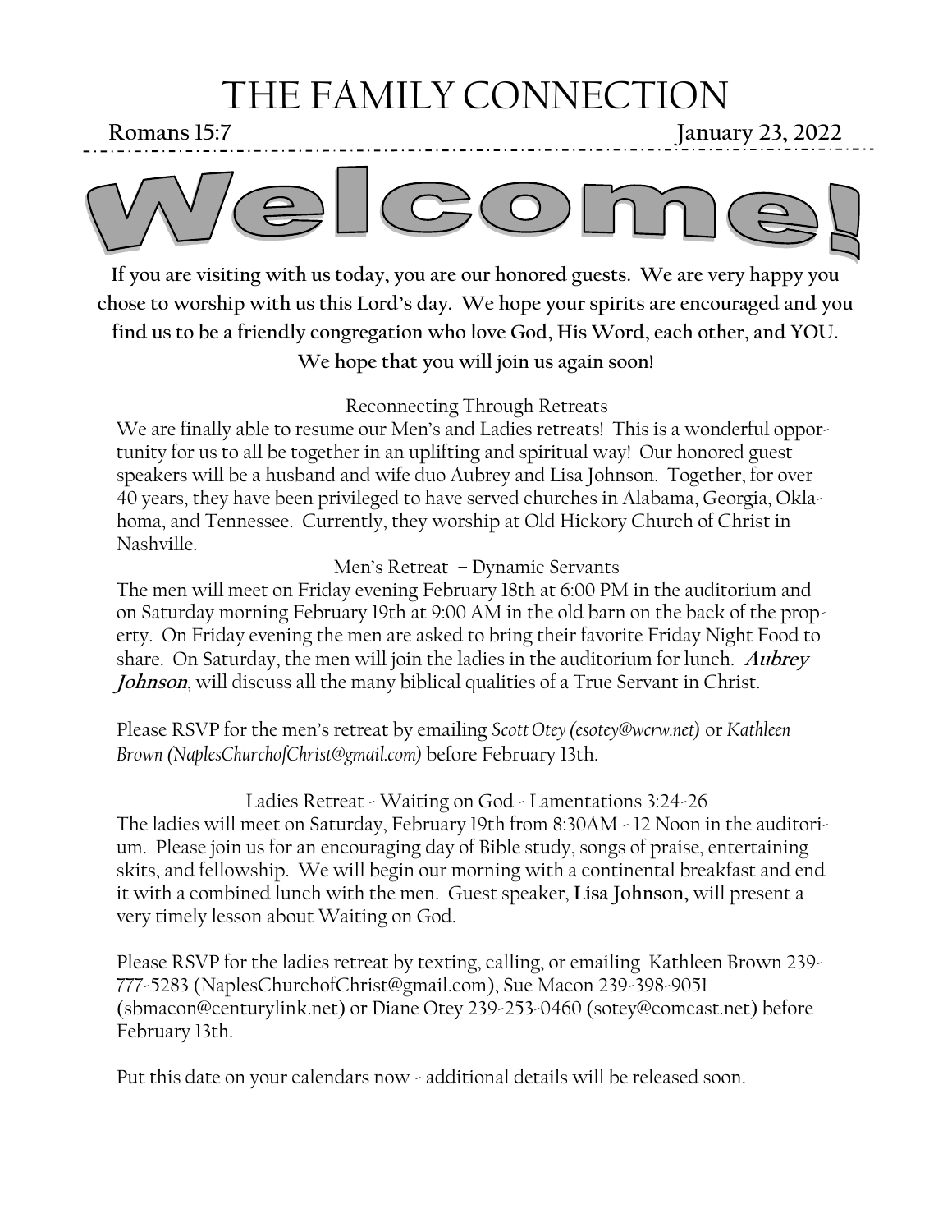# THE FAMILY CONNECTION

**Romans 15:7** **January 23, 2022**

# Welcome!

**If you are visiting with us today, you are our honored guests. We are very happy you chose to worship with us this Lord's day. We hope your spirits are encouraged and you find us to be a friendly congregation who love God, His Word, each other, and YOU. We hope that you will join us again soon!**

## Reconnecting Through Retreats

We are finally able to resume our Men's and Ladies retreats! This is a wonderful opportunity for us to all be together in an uplifting and spiritual way! Our honored guest speakers will be a husband and wife duo Aubrey and Lisa Johnson. Together, for over 40 years, they have been privileged to have served churches in Alabama, Georgia, Oklahoma, and Tennessee. Currently, they worship at Old Hickory Church of Christ in Nashville.

### Men's Retreat – Dynamic Servants

The men will meet on Friday evening February 18th at 6:00 PM in the auditorium and on Saturday morning February 19th at 9:00 AM in the old barn on the back of the property. On Friday evening the men are asked to bring their favorite Friday Night Food to share. On Saturday, the men will join the ladies in the auditorium for lunch. ***Aubrey Johnson***, will discuss all the many biblical qualities of a True Servant in Christ.

Please RSVP for the men's retreat by emailing *Scott Otey (esotey@wcrw.net)* or *Kathleen Brown (NaplesChurchofChrist@gmail.com)* before February 13th.

### Ladies Retreat - Waiting on God - Lamentations 3:24-26

The ladies will meet on Saturday, February 19th from 8:30AM - 12 Noon in the auditorium. Please join us for an encouraging day of Bible study, songs of praise, entertaining skits, and fellowship. We will begin our morning with a continental breakfast and end it with a combined lunch with the men. Guest speaker, **Lisa Johnson,** will present a very timely lesson about Waiting on God.

Please RSVP for the ladies retreat by texting, calling, or emailing Kathleen Brown 239-777-5283 (NaplesChurchofChrist@gmail.com), Sue Macon 239-398-9051 (sbmacon@centurylink.net) or Diane Otey 239-253-0460 (sotey@comcast.net) before February 13th.

Put this date on your calendars now - additional details will be released soon.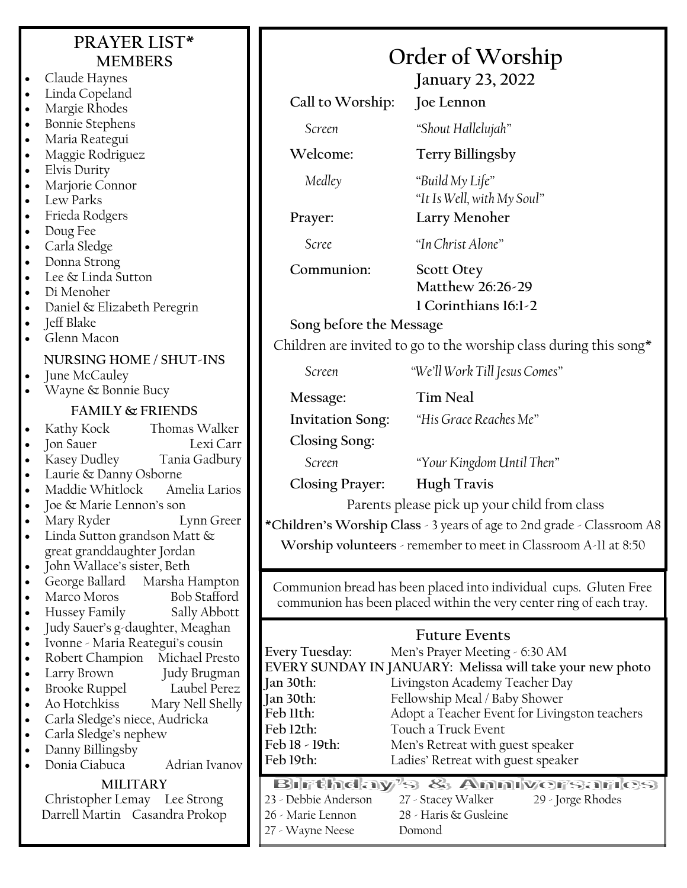## PRAYER LIST*

### MEMBERS

- Claude Haynes
- Linda Copeland
- Margie Rhodes
- Bonnie Stephens
- Maria Reategui
- Maggie Rodriguez
- Elvis Durity
- Marjorie Connor
- Lew Parks
- Frieda Rodgers
- Doug Fee
- Carla Sledge
- Donna Strong
- Lee & Linda Sutton
- Di Menoher
- Daniel & Elizabeth Peregrin
- Jeff Blake
- Glenn Macon

### NURSING HOME / SHUT-INS

- June McCauley
- Wayne & Bonnie Bucy

### FAMILY & FRIENDS

- Kathy Kock — Thomas Walker
- Jon Sauer — Lexi Carr
- Kasey Dudley — Tania Gadbury
- Laurie & Danny Osborne
- Maddie Whitlock — Amelia Larios
- Joe & Marie Lennon's son
- Mary Ryder — Lynn Greer
- Linda Sutton grandson Matt & great granddaughter Jordan
- John Wallace's sister, Beth
- George Ballard — Marsha Hampton
- Marco Moros — Bob Stafford
- Hussey Family — Sally Abbott
- Judy Sauer's g-daughter, Meaghan
- Ivonne - Maria Reategui's cousin
- Robert Champion — Michael Presto
- Larry Brown — Judy Brugman
- Brooke Ruppel — Laubel Perez
- Ao Hotchkiss — Mary Nell Shelly
- Carla Sledge's niece, Audricka
- Carla Sledge's nephew
- Danny Billingsby
- Donia Ciabuca — Adrian Ivanov

### MILITARY

Christopher Lemay — Lee Strong
Darrell Martin — Casandra Prokop

# Order of Worship

## January 23, 2022

**Call to Worship:** **Joe Lennon**
*Screen* — *"Shout Hallelujah"*

**Welcome:** **Terry Billingsby**
*Medley* — *"Build My Life"*
*"It Is Well, with My Soul"*

**Prayer:** **Larry Menoher**
*Scree* — *"In Christ Alone"*

**Communion:** **Scott Otey**
**Matthew 26:26-29**
**1 Corinthians 16:1-2**

**Song before the Message**
Children are invited to go to the worship class during this song*
*Screen* — *"We'll Work Till Jesus Comes"*

**Message:** **Tim Neal**

**Invitation Song:** *"His Grace Reaches Me"*

**Closing Song:**
*Screen* — *"Your Kingdom Until Then"*

**Closing Prayer:** **Hugh Travis**

Parents please pick up your child from class

***Children's Worship Class** - 3 years of age to 2nd grade - Classroom A8

**Worship volunteers** - remember to meet in Classroom A-11 at 8:50

Communion bread has been placed into individual cups. Gluten Free communion has been placed within the very center ring of each tray.

### Future Events

**Every Tuesday:** Men's Prayer Meeting - 6:30 AM
**EVERY SUNDAY IN JANUARY: Melissa will take your new photo**
**Jan 30th:** Livingston Academy Teacher Day
**Jan 30th:** Fellowship Meal / Baby Shower
**Feb 11th:** Adopt a Teacher Event for Livingston teachers
**Feb 12th:** Touch a Truck Event
**Feb 18 - 19th:** Men's Retreat with guest speaker
**Feb 19th:** Ladies' Retreat with guest speaker

### Birthday's & Anniversaries

23 - Debbie Anderson
26 - Marie Lennon
27 - Wayne Neese
27 - Stacey Walker
28 - Haris & Gusleine Domond
29 - Jorge Rhodes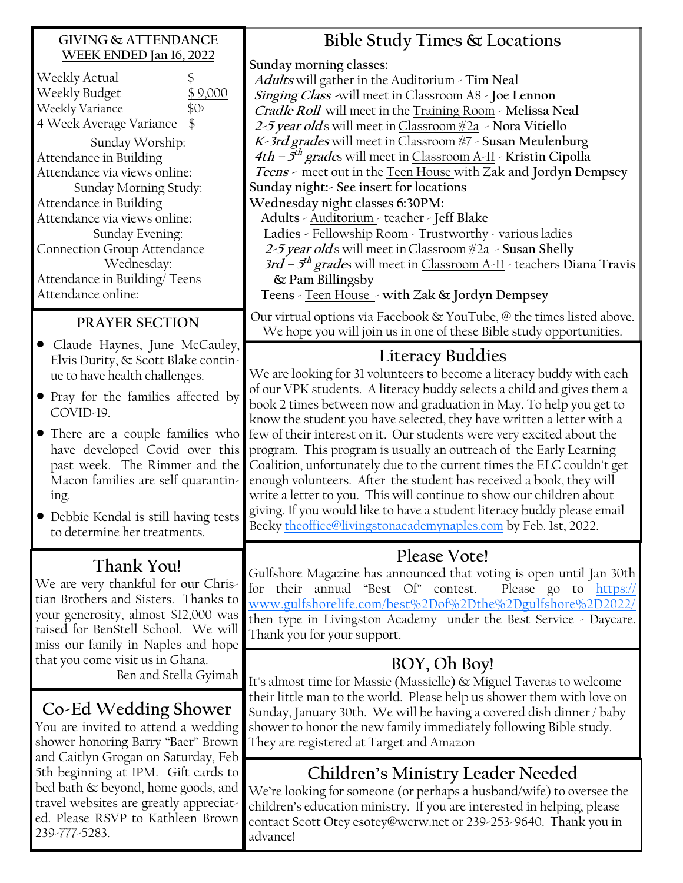## GIVING & ATTENDANCE WEEK ENDED Jan 16, 2022

| | |
|---|---|
| Weekly Actual | $ |
| Weekly Budget | $ 9,000 |
| Weekly Variance | $0> |
| 4 Week Average Variance | $ |

Sunday Worship:

Attendance in Building

Attendance via views online:

Sunday Morning Study:

Attendance in Building

Attendance via views online:

Sunday Evening:

Connection Group Attendance

Wednesday:

Attendance in Building/ Teens

Attendance online:

## PRAYER SECTION

- Claude Haynes, June McCauley, Elvis Durity, & Scott Blake continue to have health challenges.
- Pray for the families affected by COVID-19.
- There are a couple families who have developed Covid over this past week. The Rimmer and the Macon families are self quarantining.
- Debbie Kendal is still having tests to determine her treatments.

## Thank You!

We are very thankful for our Christian Brothers and Sisters. Thanks to your generosity, almost $12,000 was raised for BenStell School. We will miss our family in Naples and hope that you come visit us in Ghana.

Ben and Stella Gyimah

## Co-Ed Wedding Shower

You are invited to attend a wedding shower honoring Barry "Baer" Brown and Caitlyn Grogan on Saturday, Feb 5th beginning at 1PM. Gift cards to bed bath & beyond, home goods, and travel websites are greatly appreciated. Please RSVP to Kathleen Brown 239-777-5283.

## Bible Study Times & Locations

**Sunday morning classes:**

***Adults*** will gather in the Auditorium - **Tim Neal**

***Singing Class*** -will meet in Classroom A8 - **Joe Lennon**

***Cradle Roll*** will meet in the Training Room - **Melissa Neal**

***2-5 year old***s will meet in Classroom #2a - **Nora Vitiello**

***K-3rd grades*** will meet in Classroom #7 - **Susan Meulenburg**

***4th – 5th grade***s will meet in Classroom A-11 - **Kristin Cipolla**

***Teens*** - meet out in the Teen House with **Zak and Jordyn Dempsey**

**Sunday night:- See insert for locations**

**Wednesday night classes 6:30PM:**

**Adults** - Auditorium - teacher - **Jeff Blake**

**Ladies** - Fellowship Room - Trustworthy - various ladies

***2-5 year old***s will meet in Classroom #2a - **Susan Shelly**

***3rd – 5th grade***s will meet in Classroom A-11 - teachers **Diana Travis & Pam Billingsby**

**Teens** - Teen House - **with Zak & Jordyn Dempsey**

Our virtual options via Facebook & YouTube, @ the times listed above. We hope you will join us in one of these Bible study opportunities.

## Literacy Buddies

We are looking for 31 volunteers to become a literacy buddy with each of our VPK students. A literacy buddy selects a child and gives them a book 2 times between now and graduation in May. To help you get to know the student you have selected, they have written a letter with a few of their interest on it. Our students were very excited about the program. This program is usually an outreach of the Early Learning Coalition, unfortunately due to the current times the ELC couldn't get enough volunteers. After the student has received a book, they will write a letter to you. This will continue to show our children about giving. If you would like to have a student literacy buddy please email Becky theoffice@livingstonacademynaples.com by Feb. 1st, 2022.

## Please Vote!

Gulfshore Magazine has announced that voting is open until Jan 30th for their annual "Best Of" contest. Please go to https://www.gulfshorelife.com/best%2Dof%2Dthe%2Dgulfshore%2D2022/ then type in Livingston Academy under the Best Service - Daycare. Thank you for your support.

## BOY, Oh Boy!

It's almost time for Massie (Massielle) & Miguel Taveras to welcome their little man to the world. Please help us shower them with love on Sunday, January 30th. We will be having a covered dish dinner / baby shower to honor the new family immediately following Bible study. They are registered at Target and Amazon

## Children's Ministry Leader Needed

We're looking for someone (or perhaps a husband/wife) to oversee the children's education ministry. If you are interested in helping, please contact Scott Otey esotey@wcrw.net or 239-253-9640. Thank you in advance!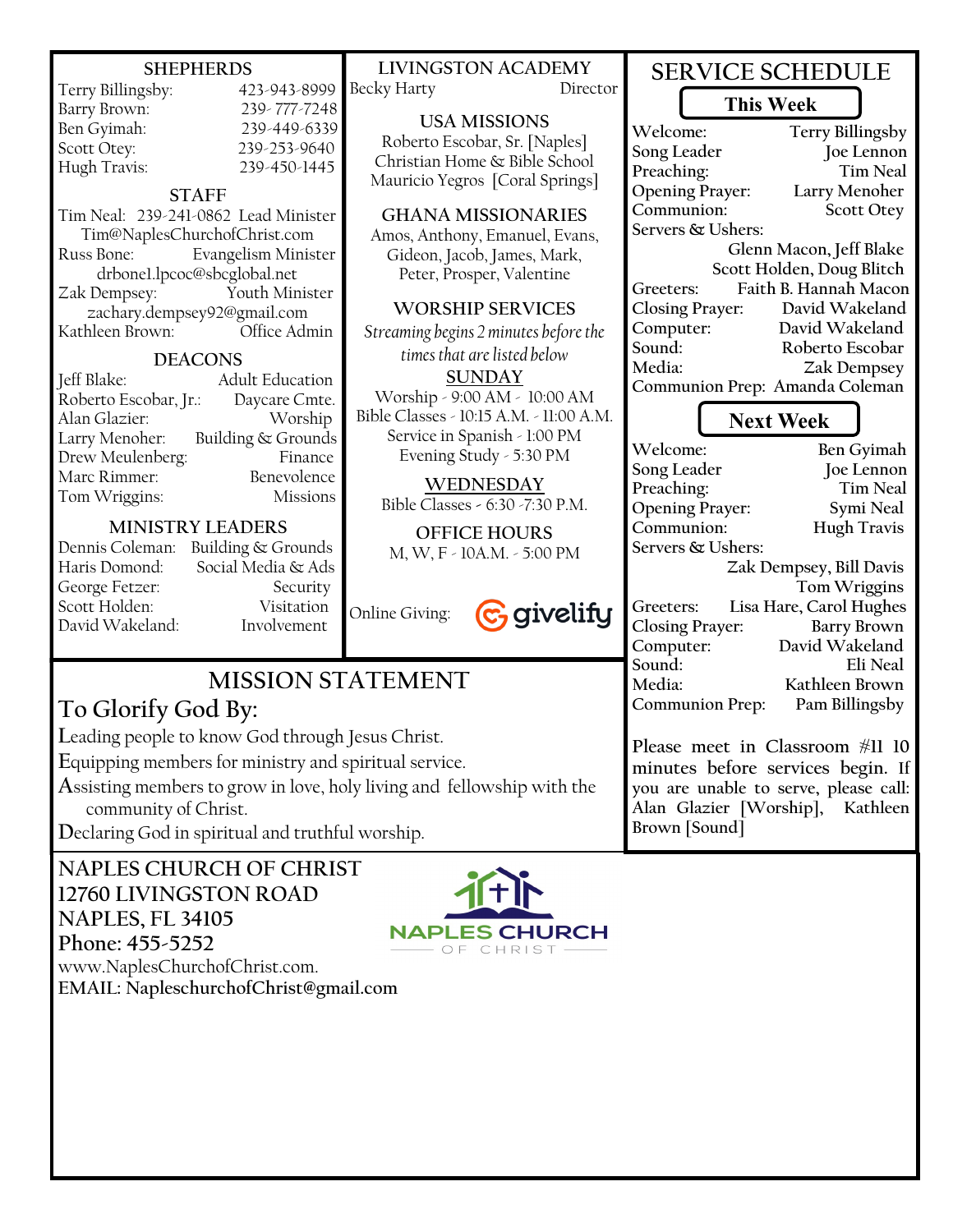## SHEPHERDS

Terry Billingsby: 423-943-8999
Barry Brown: 239-777-7248
Ben Gyimah: 239-449-6339
Scott Otey: 239-253-9640
Hugh Travis: 239-450-1445

## STAFF

Tim Neal: 239-241-0862 Lead Minister
Tim@NaplesChurchofChrist.com
Russ Bone: Evangelism Minister
drbone1.lpcoc@sbcglobal.net
Zak Dempsey: Youth Minister
zachary.dempsey92@gmail.com
Kathleen Brown: Office Admin

## DEACONS

Jeff Blake: Adult Education
Roberto Escobar, Jr.: Daycare Cmte.
Alan Glazier: Worship
Larry Menoher: Building & Grounds
Drew Meulenberg: Finance
Marc Rimmer: Benevolence
Tom Wriggins: Missions

## MINISTRY LEADERS

Dennis Coleman: Building & Grounds
Haris Domond: Social Media & Ads
George Fetzer: Security
Scott Holden: Visitation
David Wakeland: Involvement

## LIVINGSTON ACADEMY

Becky Harty Director

## USA MISSIONS

Roberto Escobar, Sr. [Naples]
Christian Home & Bible School
Mauricio Yegros [Coral Springs]

## GHANA MISSIONARIES

Amos, Anthony, Emanuel, Evans, Gideon, Jacob, James, Mark, Peter, Prosper, Valentine

## WORSHIP SERVICES

*Streaming begins 2 minutes before the times that are listed below*

**SUNDAY**

Worship - 9:00 AM - 10:00 AM
Bible Classes - 10:15 A.M. - 11:00 A.M.
Service in Spanish - 1:00 PM
Evening Study - 5:30 PM

**WEDNESDAY**

Bible Classes - 6:30 -7:30 P.M.

## OFFICE HOURS

M, W, F - 10A.M. - 5:00 PM

Online Giving: givelify

## SERVICE SCHEDULE

### This Week

Welcome: Terry Billingsby
Song Leader: Joe Lennon
Preaching: Tim Neal
Opening Prayer: Larry Menoher
Communion: Scott Otey
Servers & Ushers: Glenn Macon, Jeff Blake, Scott Holden, Doug Blitch
Greeters: Faith B. Hannah Macon
Closing Prayer: David Wakeland
Computer: David Wakeland
Sound: Roberto Escobar
Media: Zak Dempsey
Communion Prep: Amanda Coleman

### Next Week

Welcome: Ben Gyimah
Song Leader: Joe Lennon
Preaching: Tim Neal
Opening Prayer: Symi Neal
Communion: Hugh Travis
Servers & Ushers: Zak Dempsey, Bill Davis, Tom Wriggins
Greeters: Lisa Hare, Carol Hughes
Closing Prayer: Barry Brown
Computer: David Wakeland
Sound: Eli Neal
Media: Kathleen Brown
Communion Prep: Pam Billingsby

Please meet in Classroom #11 10 minutes before services begin. If you are unable to serve, please call: Alan Glazier [Worship], Kathleen Brown [Sound]

## MISSION STATEMENT

### To Glorify God By:

Leading people to know God through Jesus Christ.
Equipping members for ministry and spiritual service.
Assisting members to grow in love, holy living and fellowship with the community of Christ.
Declaring God in spiritual and truthful worship.

NAPLES CHURCH OF CHRIST
12760 LIVINGSTON ROAD
NAPLES, FL 34105
Phone: 455-5252
www.NaplesChurchofChrist.com.
EMAIL: NapleschurchofChrist@gmail.com

NAPLES CHURCH OF CHRIST